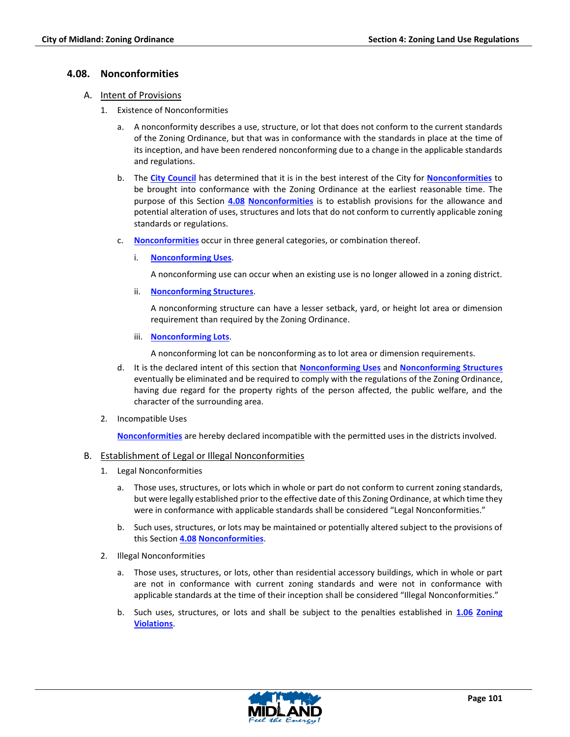## 4.08. Nonconformities

### A. Intent of Provisions

1. Existence of Nonconformities

   a. A nonconformity describes a use, structure, or lot that does not conform to the current standards of the Zoning Ordinance, but that was in conformance with the standards in place at the time of its inception, and have been rendered nonconforming due to a change in the applicable standards and regulations.

   b. The **City Council** has determined that it is in the best interest of the City for **Nonconformities** to be brought into conformance with the Zoning Ordinance at the earliest reasonable time. The purpose of this Section **4.08** **Nonconformities** is to establish provisions for the allowance and potential alteration of uses, structures and lots that do not conform to currently applicable zoning standards or regulations.

   c. **Nonconformities** occur in three general categories, or combination thereof.

      i. **Nonconforming Uses**.

         A nonconforming use can occur when an existing use is no longer allowed in a zoning district.

      ii. **Nonconforming Structures**.

         A nonconforming structure can have a lesser setback, yard, or height lot area or dimension requirement than required by the Zoning Ordinance.

      iii. **Nonconforming Lots**.

         A nonconforming lot can be nonconforming as to lot area or dimension requirements.

   d. It is the declared intent of this section that **Nonconforming Uses** and **Nonconforming Structures** eventually be eliminated and be required to comply with the regulations of the Zoning Ordinance, having due regard for the property rights of the person affected, the public welfare, and the character of the surrounding area.

2. Incompatible Uses

   **Nonconformities** are hereby declared incompatible with the permitted uses in the districts involved.

### B. Establishment of Legal or Illegal Nonconformities

1. Legal Nonconformities

   a. Those uses, structures, or lots which in whole or part do not conform to current zoning standards, but were legally established prior to the effective date of this Zoning Ordinance, at which time they were in conformance with applicable standards shall be considered "Legal Nonconformities."

   b. Such uses, structures, or lots may be maintained or potentially altered subject to the provisions of this Section **4.08** **Nonconformities**.

2. Illegal Nonconformities

   a. Those uses, structures, or lots, other than residential accessory buildings, which in whole or part are not in conformance with current zoning standards and were not in conformance with applicable standards at the time of their inception shall be considered "Illegal Nonconformities."

   b. Such uses, structures, or lots and shall be subject to the penalties established in **1.06** **Zoning Violations**.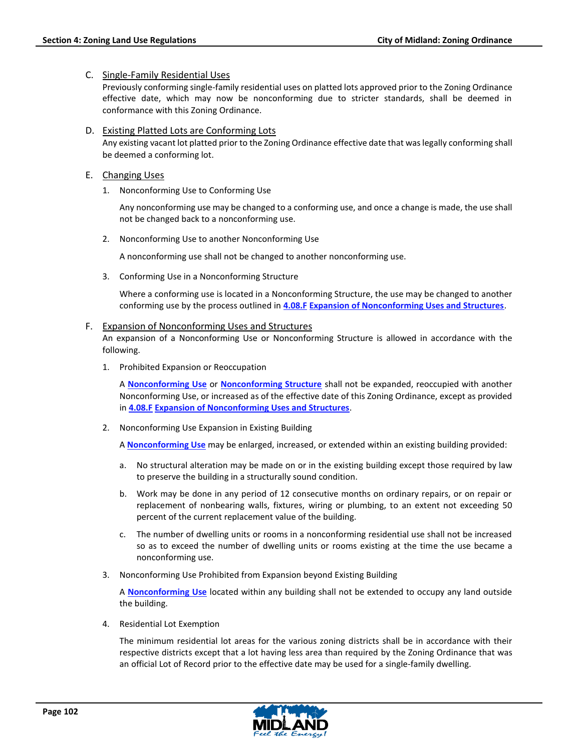C. Single-Family Residential Uses

Previously conforming single-family residential uses on platted lots approved prior to the Zoning Ordinance effective date, which may now be nonconforming due to stricter standards, shall be deemed in conformance with this Zoning Ordinance.

D. Existing Platted Lots are Conforming Lots

Any existing vacant lot platted prior to the Zoning Ordinance effective date that was legally conforming shall be deemed a conforming lot.

E. Changing Uses

1. Nonconforming Use to Conforming Use

   Any nonconforming use may be changed to a conforming use, and once a change is made, the use shall not be changed back to a nonconforming use.

2. Nonconforming Use to another Nonconforming Use

   A nonconforming use shall not be changed to another nonconforming use.

3. Conforming Use in a Nonconforming Structure

   Where a conforming use is located in a Nonconforming Structure, the use may be changed to another conforming use by the process outlined in **4.08.F Expansion of Nonconforming Uses and Structures**.

F. Expansion of Nonconforming Uses and Structures

An expansion of a Nonconforming Use or Nonconforming Structure is allowed in accordance with the following.

1. Prohibited Expansion or Reoccupation

   A **Nonconforming Use** or **Nonconforming Structure** shall not be expanded, reoccupied with another Nonconforming Use, or increased as of the effective date of this Zoning Ordinance, except as provided in **4.08.F Expansion of Nonconforming Uses and Structures**.

2. Nonconforming Use Expansion in Existing Building

   A **Nonconforming Use** may be enlarged, increased, or extended within an existing building provided:

   a. No structural alteration may be made on or in the existing building except those required by law to preserve the building in a structurally sound condition.

   b. Work may be done in any period of 12 consecutive months on ordinary repairs, or on repair or replacement of nonbearing walls, fixtures, wiring or plumbing, to an extent not exceeding 50 percent of the current replacement value of the building.

   c. The number of dwelling units or rooms in a nonconforming residential use shall not be increased so as to exceed the number of dwelling units or rooms existing at the time the use became a nonconforming use.

3. Nonconforming Use Prohibited from Expansion beyond Existing Building

   A **Nonconforming Use** located within any building shall not be extended to occupy any land outside the building.

4. Residential Lot Exemption

   The minimum residential lot areas for the various zoning districts shall be in accordance with their respective districts except that a lot having less area than required by the Zoning Ordinance that was an official Lot of Record prior to the effective date may be used for a single-family dwelling.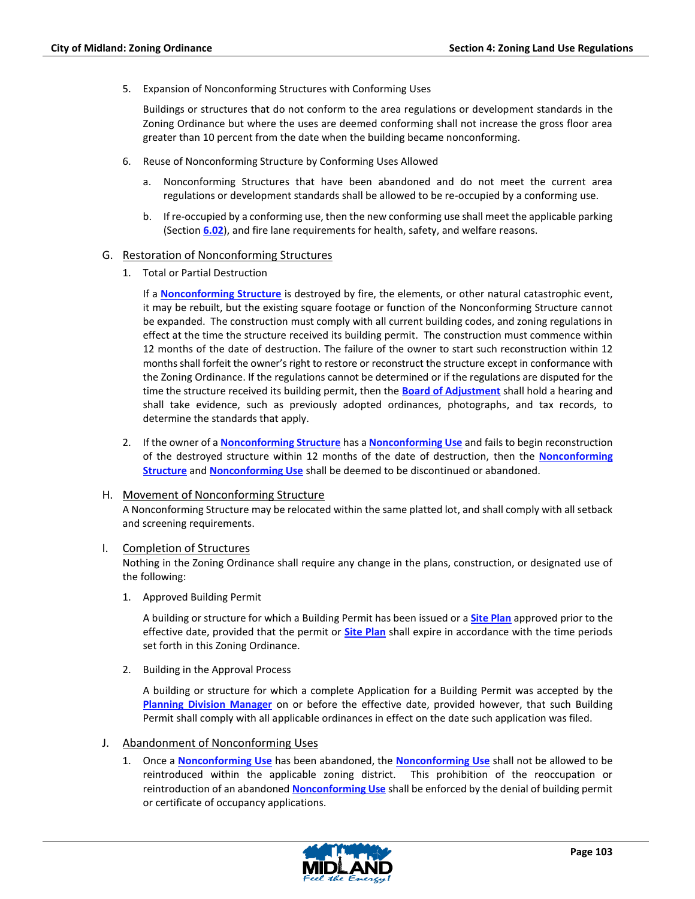5. Expansion of Nonconforming Structures with Conforming Uses

   Buildings or structures that do not conform to the area regulations or development standards in the Zoning Ordinance but where the uses are deemed conforming shall not increase the gross floor area greater than 10 percent from the date when the building became nonconforming.

6. Reuse of Nonconforming Structure by Conforming Uses Allowed

   a. Nonconforming Structures that have been abandoned and do not meet the current area regulations or development standards shall be allowed to be re-occupied by a conforming use.

   b. If re-occupied by a conforming use, then the new conforming use shall meet the applicable parking (Section **6.02**), and fire lane requirements for health, safety, and welfare reasons.

## G. Restoration of Nonconforming Structures

1. Total or Partial Destruction

   If a **Nonconforming Structure** is destroyed by fire, the elements, or other natural catastrophic event, it may be rebuilt, but the existing square footage or function of the Nonconforming Structure cannot be expanded. The construction must comply with all current building codes, and zoning regulations in effect at the time the structure received its building permit. The construction must commence within 12 months of the date of destruction. The failure of the owner to start such reconstruction within 12 months shall forfeit the owner's right to restore or reconstruct the structure except in conformance with the Zoning Ordinance. If the regulations cannot be determined or if the regulations are disputed for the time the structure received its building permit, then the **Board of Adjustment** shall hold a hearing and shall take evidence, such as previously adopted ordinances, photographs, and tax records, to determine the standards that apply.

2. If the owner of a **Nonconforming Structure** has a **Nonconforming Use** and fails to begin reconstruction of the destroyed structure within 12 months of the date of destruction, then the **Nonconforming Structure** and **Nonconforming Use** shall be deemed to be discontinued or abandoned.

## H. Movement of Nonconforming Structure

A Nonconforming Structure may be relocated within the same platted lot, and shall comply with all setback and screening requirements.

## I. Completion of Structures

Nothing in the Zoning Ordinance shall require any change in the plans, construction, or designated use of the following:

1. Approved Building Permit

   A building or structure for which a Building Permit has been issued or a **Site Plan** approved prior to the effective date, provided that the permit or **Site Plan** shall expire in accordance with the time periods set forth in this Zoning Ordinance.

2. Building in the Approval Process

   A building or structure for which a complete Application for a Building Permit was accepted by the **Planning Division Manager** on or before the effective date, provided however, that such Building Permit shall comply with all applicable ordinances in effect on the date such application was filed.

## J. Abandonment of Nonconforming Uses

1. Once a **Nonconforming Use** has been abandoned, the **Nonconforming Use** shall not be allowed to be reintroduced within the applicable zoning district. This prohibition of the reoccupation or reintroduction of an abandoned **Nonconforming Use** shall be enforced by the denial of building permit or certificate of occupancy applications.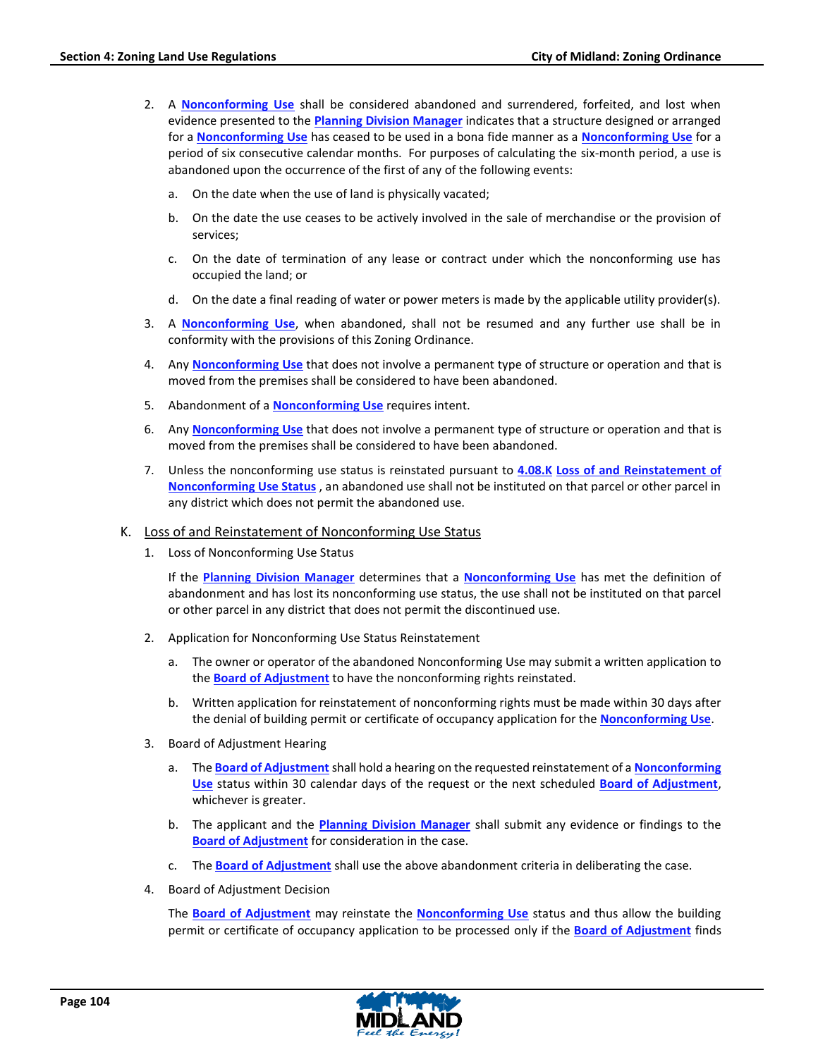2. A **Nonconforming Use** shall be considered abandoned and surrendered, forfeited, and lost when evidence presented to the **Planning Division Manager** indicates that a structure designed or arranged for a **Nonconforming Use** has ceased to be used in a bona fide manner as a **Nonconforming Use** for a period of six consecutive calendar months. For purposes of calculating the six-month period, a use is abandoned upon the occurrence of the first of any of the following events:

   a. On the date when the use of land is physically vacated;

   b. On the date the use ceases to be actively involved in the sale of merchandise or the provision of services;

   c. On the date of termination of any lease or contract under which the nonconforming use has occupied the land; or

   d. On the date a final reading of water or power meters is made by the applicable utility provider(s).

3. A **Nonconforming Use**, when abandoned, shall not be resumed and any further use shall be in conformity with the provisions of this Zoning Ordinance.

4. Any **Nonconforming Use** that does not involve a permanent type of structure or operation and that is moved from the premises shall be considered to have been abandoned.

5. Abandonment of a **Nonconforming Use** requires intent.

6. Any **Nonconforming Use** that does not involve a permanent type of structure or operation and that is moved from the premises shall be considered to have been abandoned.

7. Unless the nonconforming use status is reinstated pursuant to **4.08.K** **Loss of and Reinstatement of Nonconforming Use Status** , an abandoned use shall not be instituted on that parcel or other parcel in any district which does not permit the abandoned use.

K. Loss of and Reinstatement of Nonconforming Use Status

1. Loss of Nonconforming Use Status

   If the **Planning Division Manager** determines that a **Nonconforming Use** has met the definition of abandonment and has lost its nonconforming use status, the use shall not be instituted on that parcel or other parcel in any district that does not permit the discontinued use.

2. Application for Nonconforming Use Status Reinstatement

   a. The owner or operator of the abandoned Nonconforming Use may submit a written application to the **Board of Adjustment** to have the nonconforming rights reinstated.

   b. Written application for reinstatement of nonconforming rights must be made within 30 days after the denial of building permit or certificate of occupancy application for the **Nonconforming Use**.

3. Board of Adjustment Hearing

   a. The **Board of Adjustment** shall hold a hearing on the requested reinstatement of a **Nonconforming Use** status within 30 calendar days of the request or the next scheduled **Board of Adjustment**, whichever is greater.

   b. The applicant and the **Planning Division Manager** shall submit any evidence or findings to the **Board of Adjustment** for consideration in the case.

   c. The **Board of Adjustment** shall use the above abandonment criteria in deliberating the case.

4. Board of Adjustment Decision

   The **Board of Adjustment** may reinstate the **Nonconforming Use** status and thus allow the building permit or certificate of occupancy application to be processed only if the **Board of Adjustment** finds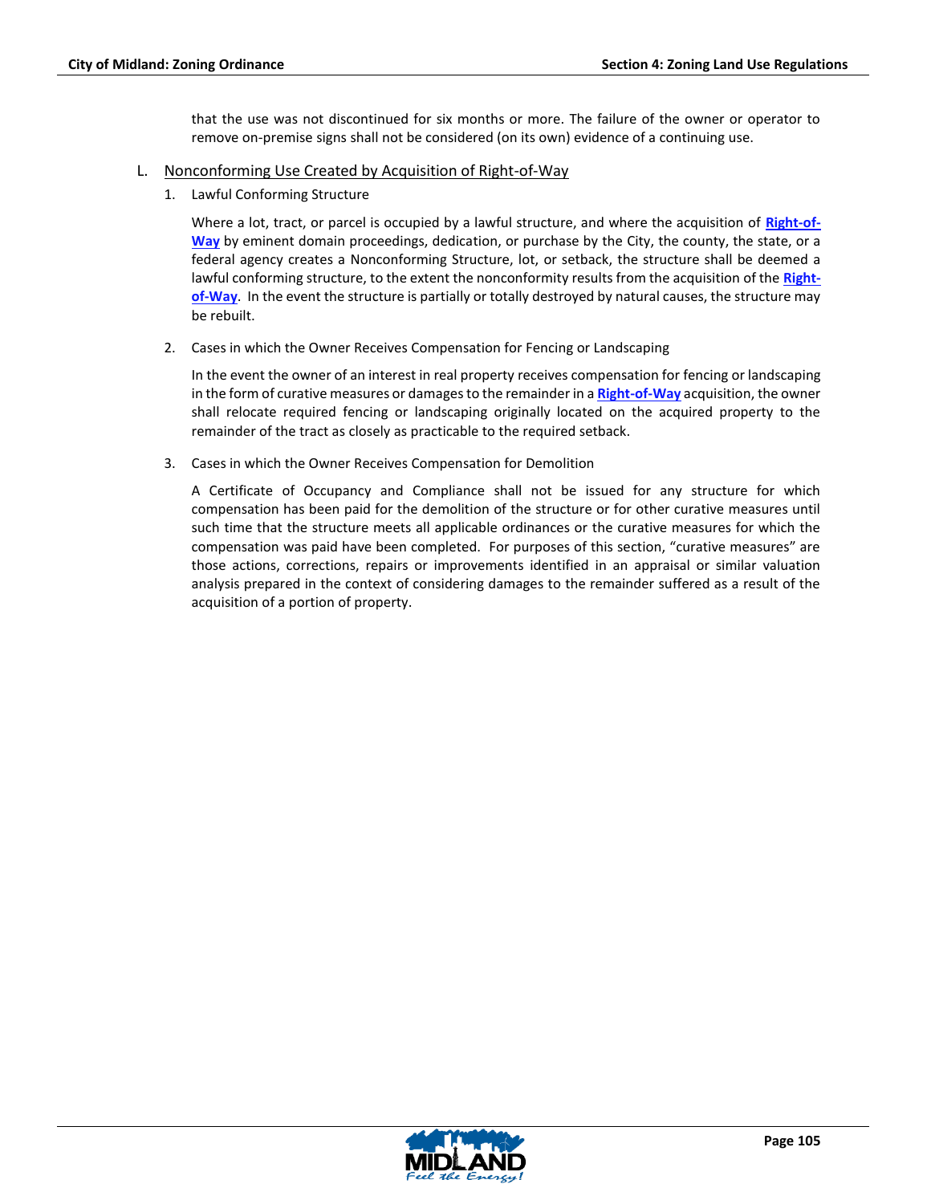that the use was not discontinued for six months or more. The failure of the owner or operator to remove on-premise signs shall not be considered (on its own) evidence of a continuing use.

L. Nonconforming Use Created by Acquisition of Right-of-Way

1. Lawful Conforming Structure

   Where a lot, tract, or parcel is occupied by a lawful structure, and where the acquisition of **Right-of-Way** by eminent domain proceedings, dedication, or purchase by the City, the county, the state, or a federal agency creates a Nonconforming Structure, lot, or setback, the structure shall be deemed a lawful conforming structure, to the extent the nonconformity results from the acquisition of the **Right-of-Way**. In the event the structure is partially or totally destroyed by natural causes, the structure may be rebuilt.

2. Cases in which the Owner Receives Compensation for Fencing or Landscaping

   In the event the owner of an interest in real property receives compensation for fencing or landscaping in the form of curative measures or damages to the remainder in a **Right-of-Way** acquisition, the owner shall relocate required fencing or landscaping originally located on the acquired property to the remainder of the tract as closely as practicable to the required setback.

3. Cases in which the Owner Receives Compensation for Demolition

   A Certificate of Occupancy and Compliance shall not be issued for any structure for which compensation has been paid for the demolition of the structure or for other curative measures until such time that the structure meets all applicable ordinances or the curative measures for which the compensation was paid have been completed. For purposes of this section, "curative measures" are those actions, corrections, repairs or improvements identified in an appraisal or similar valuation analysis prepared in the context of considering damages to the remainder suffered as a result of the acquisition of a portion of property.